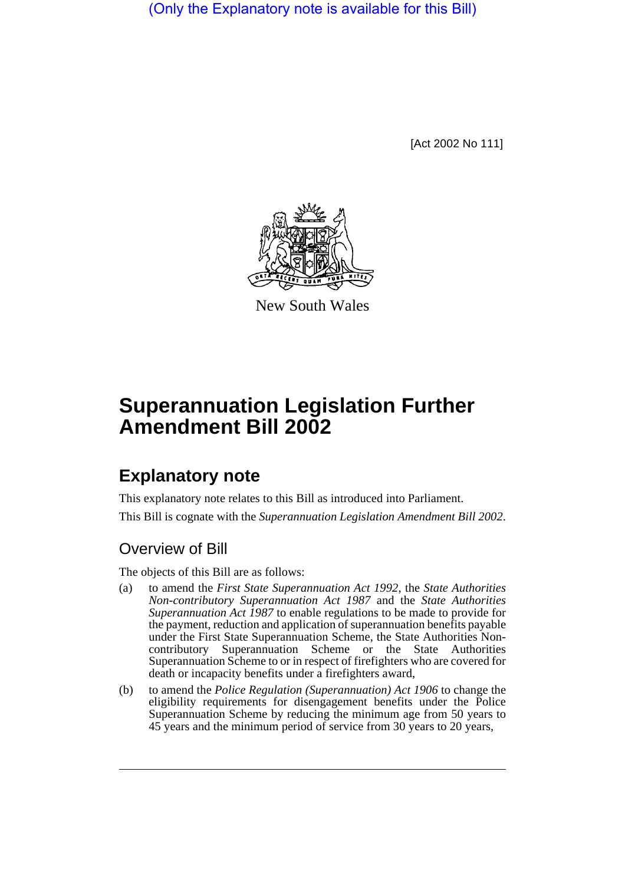(Only the Explanatory note is available for this Bill)

[Act 2002 No 111]

New South Wales

# Superannuation Legislation Further Amendment Bill 2002

## Explanatory note

This explanatory note relates to this Bill as introduced into Parliament.

This Bill is cognate with the *Superannuation Legislation Amendment Bill 2002*.

### Overview of Bill

The objects of this Bill are as follows:

(a) to amend the *First State Superannuation Act 1992*, the *State Authorities Non-contributory Superannuation Act 1987* and the *State Authorities Superannuation Act 1987* to enable regulations to be made to provide for the payment, reduction and application of superannuation benefits payable under the First State Superannuation Scheme, the State Authorities Non-contributory Superannuation Scheme or the State Authorities Superannuation Scheme to or in respect of firefighters who are covered for death or incapacity benefits under a firefighters award,

(b) to amend the *Police Regulation (Superannuation) Act 1906* to change the eligibility requirements for disengagement benefits under the Police Superannuation Scheme by reducing the minimum age from 50 years to 45 years and the minimum period of service from 30 years to 20 years,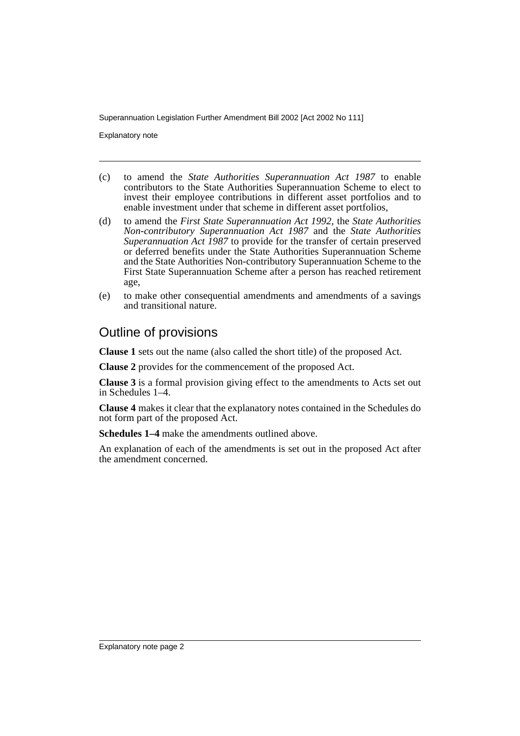(c) to amend the *State Authorities Superannuation Act 1987* to enable contributors to the State Authorities Superannuation Scheme to elect to invest their employee contributions in different asset portfolios and to enable investment under that scheme in different asset portfolios,

(d) to amend the *First State Superannuation Act 1992*, the *State Authorities Non-contributory Superannuation Act 1987* and the *State Authorities Superannuation Act 1987* to provide for the transfer of certain preserved or deferred benefits under the State Authorities Superannuation Scheme and the State Authorities Non-contributory Superannuation Scheme to the First State Superannuation Scheme after a person has reached retirement age,

(e) to make other consequential amendments and amendments of a savings and transitional nature.

## Outline of provisions

**Clause 1** sets out the name (also called the short title) of the proposed Act.

**Clause 2** provides for the commencement of the proposed Act.

**Clause 3** is a formal provision giving effect to the amendments to Acts set out in Schedules 1–4.

**Clause 4** makes it clear that the explanatory notes contained in the Schedules do not form part of the proposed Act.

**Schedules 1–4** make the amendments outlined above.

An explanation of each of the amendments is set out in the proposed Act after the amendment concerned.